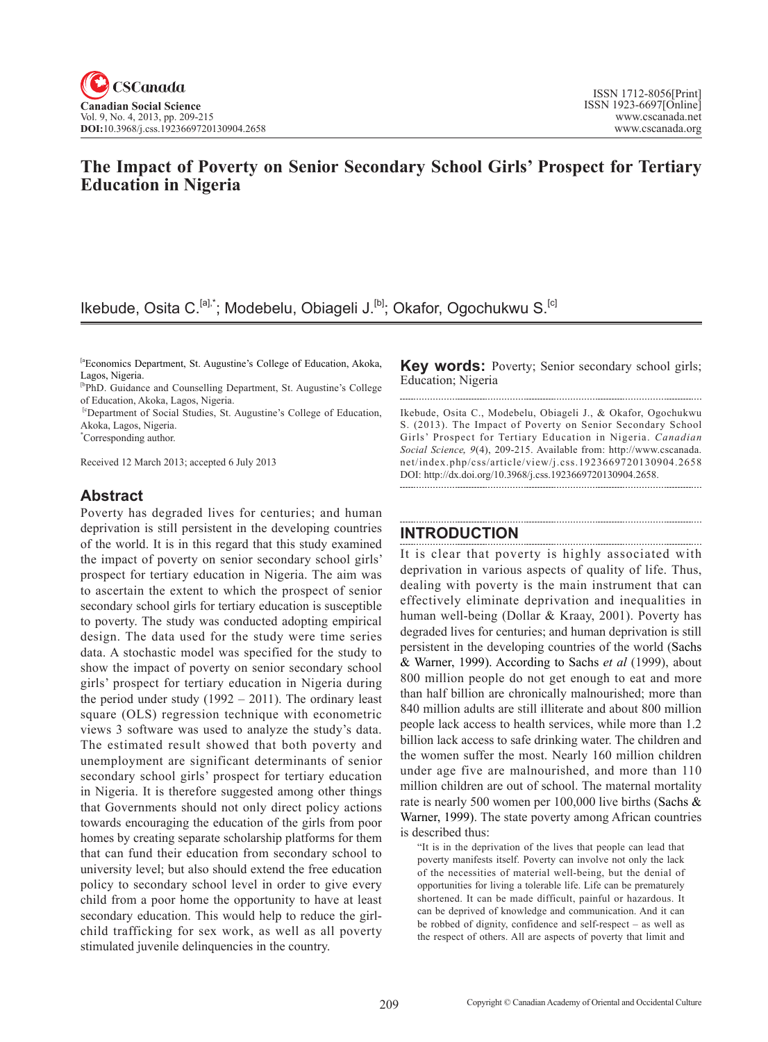# The Impact of Poverty on Senior Secondary School Girls' Prospect for Tertiary Education in Nigeria

Ikebude, Osita C.[a],*; Modebelu, Obiageli J.[b]; Okafor, Ogochukwu S.[c]

[a]Economics Department, St. Augustine's College of Education, Akoka, Lagos, Nigeria.
[b]PhD. Guidance and Counselling Department, St. Augustine's College of Education, Akoka, Lagos, Nigeria.
[c]Department of Social Studies, St. Augustine's College of Education, Akoka, Lagos, Nigeria.
*Corresponding author.

Received 12 March 2013; accepted 6 July 2013

## Abstract

Poverty has degraded lives for centuries; and human deprivation is still persistent in the developing countries of the world. It is in this regard that this study examined the impact of poverty on senior secondary school girls' prospect for tertiary education in Nigeria. The aim was to ascertain the extent to which the prospect of senior secondary school girls for tertiary education is susceptible to poverty. The study was conducted adopting empirical design. The data used for the study were time series data. A stochastic model was specified for the study to show the impact of poverty on senior secondary school girls' prospect for tertiary education in Nigeria during the period under study (1992 – 2011). The ordinary least square (OLS) regression technique with econometric views 3 software was used to analyze the study's data. The estimated result showed that both poverty and unemployment are significant determinants of senior secondary school girls' prospect for tertiary education in Nigeria. It is therefore suggested among other things that Governments should not only direct policy actions towards encouraging the education of the girls from poor homes by creating separate scholarship platforms for them that can fund their education from secondary school to university level; but also should extend the free education policy to secondary school level in order to give every child from a poor home the opportunity to have at least secondary education. This would help to reduce the girl-child trafficking for sex work, as well as all poverty stimulated juvenile delinquencies in the country.

**Key words:** Poverty; Senior secondary school girls; Education; Nigeria

Ikebude, Osita C., Modebelu, Obiageli J., & Okafor, Ogochukwu S. (2013). The Impact of Poverty on Senior Secondary School Girls' Prospect for Tertiary Education in Nigeria. *Canadian Social Science, 9*(4), 209-215. Available from: http://www.cscanada.net/index.php/css/article/view/j.css.1923669720130904.2658 DOI: http://dx.doi.org/10.3968/j.css.1923669720130904.2658.

## INTRODUCTION

It is clear that poverty is highly associated with deprivation in various aspects of quality of life. Thus, dealing with poverty is the main instrument that can effectively eliminate deprivation and inequalities in human well-being (Dollar & Kraay, 2001). Poverty has degraded lives for centuries; and human deprivation is still persistent in the developing countries of the world (Sachs & Warner, 1999). According to Sachs *et al* (1999), about 800 million people do not get enough to eat and more than half billion are chronically malnourished; more than 840 million adults are still illiterate and about 800 million people lack access to health services, while more than 1.2 billion lack access to safe drinking water. The children and the women suffer the most. Nearly 160 million children under age five are malnourished, and more than 110 million children are out of school. The maternal mortality rate is nearly 500 women per 100,000 live births (Sachs & Warner, 1999). The state poverty among African countries is described thus:

> "It is in the deprivation of the lives that people can lead that poverty manifests itself. Poverty can involve not only the lack of the necessities of material well-being, but the denial of opportunities for living a tolerable life. Life can be prematurely shortened. It can be made difficult, painful or hazardous. It can be deprived of knowledge and communication. And it can be robbed of dignity, confidence and self-respect – as well as the respect of others. All are aspects of poverty that limit and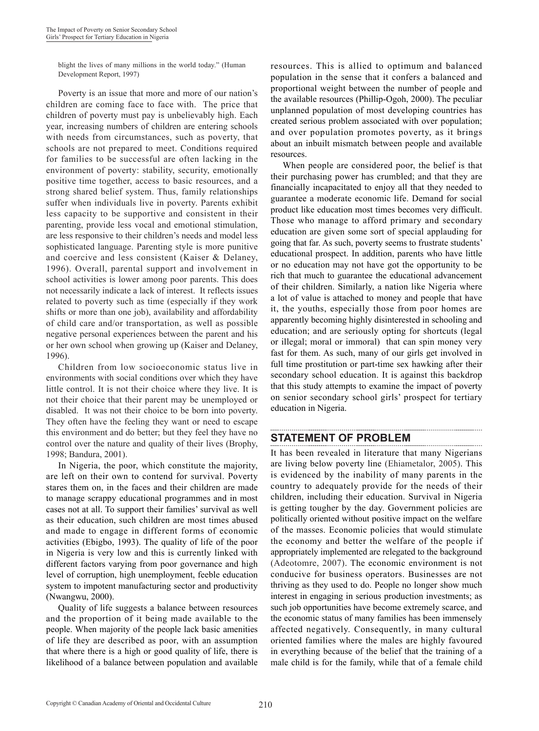blight the lives of many millions in the world today." (Human Development Report, 1997)

Poverty is an issue that more and more of our nation's children are coming face to face with. The price that children of poverty must pay is unbelievably high. Each year, increasing numbers of children are entering schools with needs from circumstances, such as poverty, that schools are not prepared to meet. Conditions required for families to be successful are often lacking in the environment of poverty: stability, security, emotionally positive time together, access to basic resources, and a strong shared belief system. Thus, family relationships suffer when individuals live in poverty. Parents exhibit less capacity to be supportive and consistent in their parenting, provide less vocal and emotional stimulation, are less responsive to their children's needs and model less sophisticated language. Parenting style is more punitive and coercive and less consistent (Kaiser & Delaney, 1996). Overall, parental support and involvement in school activities is lower among poor parents. This does not necessarily indicate a lack of interest. It reflects issues related to poverty such as time (especially if they work shifts or more than one job), availability and affordability of child care and/or transportation, as well as possible negative personal experiences between the parent and his or her own school when growing up (Kaiser and Delaney, 1996).

Children from low socioeconomic status live in environments with social conditions over which they have little control. It is not their choice where they live. It is not their choice that their parent may be unemployed or disabled. It was not their choice to be born into poverty. They often have the feeling they want or need to escape this environment and do better; but they feel they have no control over the nature and quality of their lives (Brophy, 1998; Bandura, 2001).

In Nigeria, the poor, which constitute the majority, are left on their own to contend for survival. Poverty stares them on, in the faces and their children are made to manage scrappy educational programmes and in most cases not at all. To support their families' survival as well as their education, such children are most times abused and made to engage in different forms of economic activities (Ebigbo, 1993). The quality of life of the poor in Nigeria is very low and this is currently linked with different factors varying from poor governance and high level of corruption, high unemployment, feeble education system to impotent manufacturing sector and productivity (Nwangwu, 2000).

Quality of life suggests a balance between resources and the proportion of it being made available to the people. When majority of the people lack basic amenities of life they are described as poor, with an assumption that where there is a high or good quality of life, there is likelihood of a balance between population and available resources. This is allied to optimum and balanced population in the sense that it confers a balanced and proportional weight between the number of people and the available resources (Phillip-Ogoh, 2000). The peculiar unplanned population of most developing countries has created serious problem associated with over population; and over population promotes poverty, as it brings about an inbuilt mismatch between people and available resources.

When people are considered poor, the belief is that their purchasing power has crumbled; and that they are financially incapacitated to enjoy all that they needed to guarantee a moderate economic life. Demand for social product like education most times becomes very difficult. Those who manage to afford primary and secondary education are given some sort of special applauding for going that far. As such, poverty seems to frustrate students' educational prospect. In addition, parents who have little or no education may not have got the opportunity to be rich that much to guarantee the educational advancement of their children. Similarly, a nation like Nigeria where a lot of value is attached to money and people that have it, the youths, especially those from poor homes are apparently becoming highly disinterested in schooling and education; and are seriously opting for shortcuts (legal or illegal; moral or immoral) that can spin money very fast for them. As such, many of our girls get involved in full time prostitution or part-time sex hawking after their secondary school education. It is against this backdrop that this study attempts to examine the impact of poverty on senior secondary school girls' prospect for tertiary education in Nigeria.

## STATEMENT OF PROBLEM

It has been revealed in literature that many Nigerians are living below poverty line (Ehiametalor, 2005). This is evidenced by the inability of many parents in the country to adequately provide for the needs of their children, including their education. Survival in Nigeria is getting tougher by the day. Government policies are politically oriented without positive impact on the welfare of the masses. Economic policies that would stimulate the economy and better the welfare of the people if appropriately implemented are relegated to the background (Adeotomre, 2007). The economic environment is not conducive for business operators. Businesses are not thriving as they used to do. People no longer show much interest in engaging in serious production investments; as such job opportunities have become extremely scarce, and the economic status of many families has been immensely affected negatively. Consequently, in many cultural oriented families where the males are highly favoured in everything because of the belief that the training of a male child is for the family, while that of a female child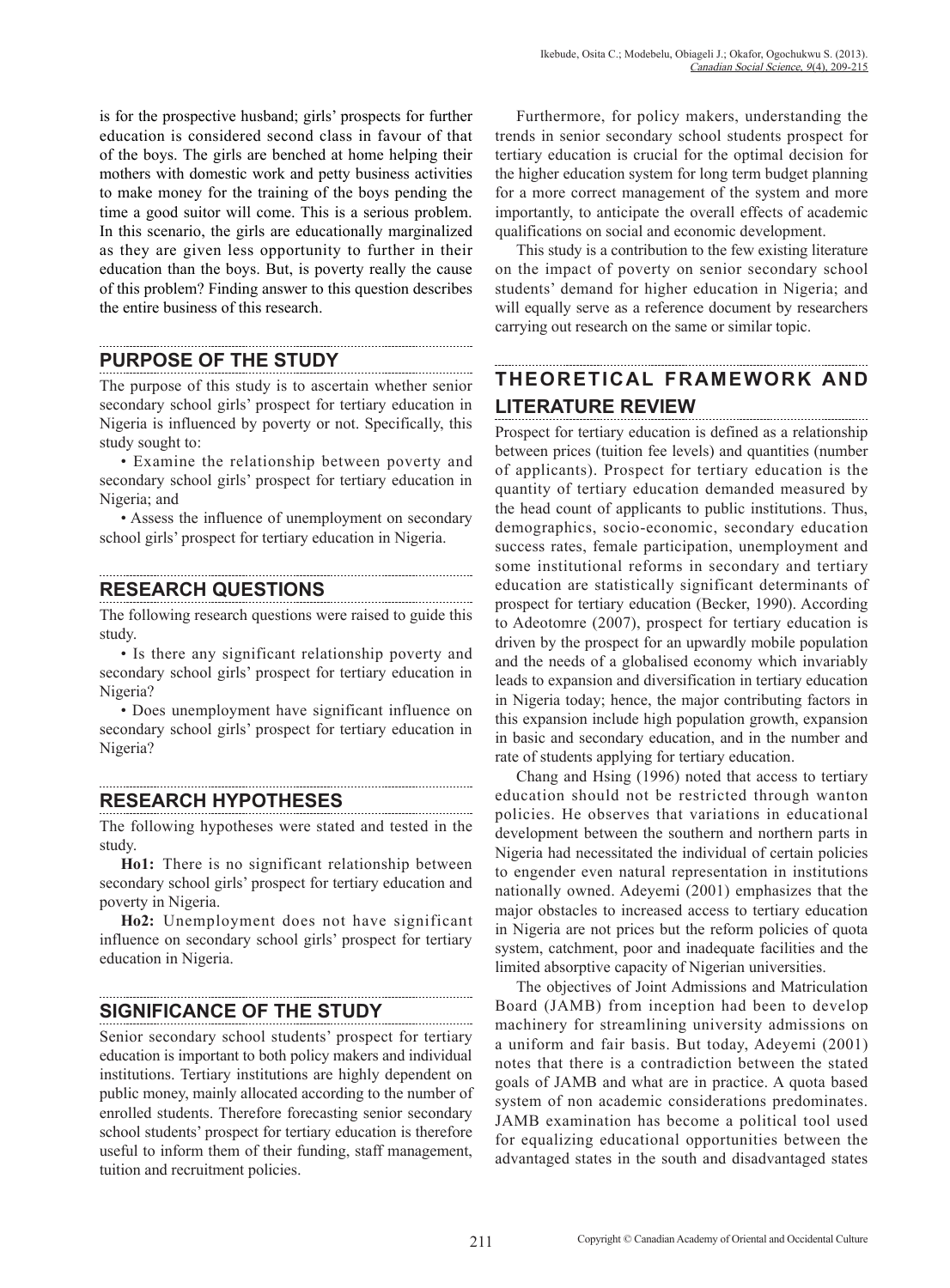is for the prospective husband; girls' prospects for further education is considered second class in favour of that of the boys. The girls are benched at home helping their mothers with domestic work and petty business activities to make money for the training of the boys pending the time a good suitor will come. This is a serious problem. In this scenario, the girls are educationally marginalized as they are given less opportunity to further in their education than the boys. But, is poverty really the cause of this problem? Finding answer to this question describes the entire business of this research.

## PURPOSE OF THE STUDY

The purpose of this study is to ascertain whether senior secondary school girls' prospect for tertiary education in Nigeria is influenced by poverty or not. Specifically, this study sought to:

- Examine the relationship between poverty and secondary school girls' prospect for tertiary education in Nigeria; and
- Assess the influence of unemployment on secondary school girls' prospect for tertiary education in Nigeria.

## RESEARCH QUESTIONS

The following research questions were raised to guide this study.

- Is there any significant relationship poverty and secondary school girls' prospect for tertiary education in Nigeria?
- Does unemployment have significant influence on secondary school girls' prospect for tertiary education in Nigeria?

## RESEARCH HYPOTHESES

The following hypotheses were stated and tested in the study.

**Ho1:** There is no significant relationship between secondary school girls' prospect for tertiary education and poverty in Nigeria.

**Ho2:** Unemployment does not have significant influence on secondary school girls' prospect for tertiary education in Nigeria.

## SIGNIFICANCE OF THE STUDY

Senior secondary school students' prospect for tertiary education is important to both policy makers and individual institutions. Tertiary institutions are highly dependent on public money, mainly allocated according to the number of enrolled students. Therefore forecasting senior secondary school students' prospect for tertiary education is therefore useful to inform them of their funding, staff management, tuition and recruitment policies.

Furthermore, for policy makers, understanding the trends in senior secondary school students prospect for tertiary education is crucial for the optimal decision for the higher education system for long term budget planning for a more correct management of the system and more importantly, to anticipate the overall effects of academic qualifications on social and economic development.

This study is a contribution to the few existing literature on the impact of poverty on senior secondary school students' demand for higher education in Nigeria; and will equally serve as a reference document by researchers carrying out research on the same or similar topic.

## THEORETICAL FRAMEWORK AND LITERATURE REVIEW

Prospect for tertiary education is defined as a relationship between prices (tuition fee levels) and quantities (number of applicants). Prospect for tertiary education is the quantity of tertiary education demanded measured by the head count of applicants to public institutions. Thus, demographics, socio-economic, secondary education success rates, female participation, unemployment and some institutional reforms in secondary and tertiary education are statistically significant determinants of prospect for tertiary education (Becker, 1990). According to Adeotomre (2007), prospect for tertiary education is driven by the prospect for an upwardly mobile population and the needs of a globalised economy which invariably leads to expansion and diversification in tertiary education in Nigeria today; hence, the major contributing factors in this expansion include high population growth, expansion in basic and secondary education, and in the number and rate of students applying for tertiary education.

Chang and Hsing (1996) noted that access to tertiary education should not be restricted through wanton policies. He observes that variations in educational development between the southern and northern parts in Nigeria had necessitated the individual of certain policies to engender even natural representation in institutions nationally owned. Adeyemi (2001) emphasizes that the major obstacles to increased access to tertiary education in Nigeria are not prices but the reform policies of quota system, catchment, poor and inadequate facilities and the limited absorptive capacity of Nigerian universities.

The objectives of Joint Admissions and Matriculation Board (JAMB) from inception had been to develop machinery for streamlining university admissions on a uniform and fair basis. But today, Adeyemi (2001) notes that there is a contradiction between the stated goals of JAMB and what are in practice. A quota based system of non academic considerations predominates. JAMB examination has become a political tool used for equalizing educational opportunities between the advantaged states in the south and disadvantaged states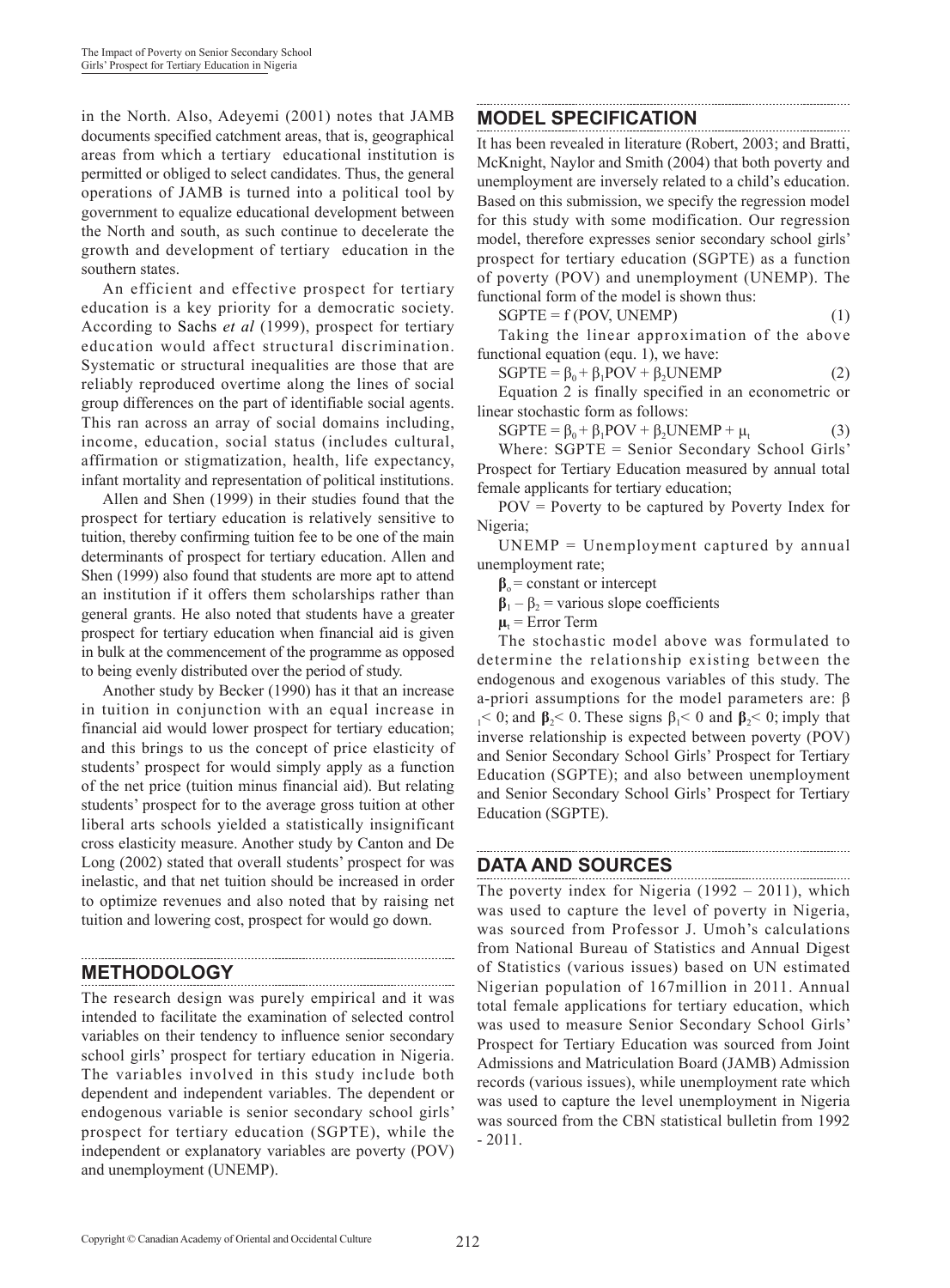in the North. Also, Adeyemi (2001) notes that JAMB documents specified catchment areas, that is, geographical areas from which a tertiary educational institution is permitted or obliged to select candidates. Thus, the general operations of JAMB is turned into a political tool by government to equalize educational development between the North and south, as such continue to decelerate the growth and development of tertiary education in the southern states.

An efficient and effective prospect for tertiary education is a key priority for a democratic society. According to Sachs *et al* (1999), prospect for tertiary education would affect structural discrimination. Systematic or structural inequalities are those that are reliably reproduced overtime along the lines of social group differences on the part of identifiable social agents. This ran across an array of social domains including, income, education, social status (includes cultural, affirmation or stigmatization, health, life expectancy, infant mortality and representation of political institutions.

Allen and Shen (1999) in their studies found that the prospect for tertiary education is relatively sensitive to tuition, thereby confirming tuition fee to be one of the main determinants of prospect for tertiary education. Allen and Shen (1999) also found that students are more apt to attend an institution if it offers them scholarships rather than general grants. He also noted that students have a greater prospect for tertiary education when financial aid is given in bulk at the commencement of the programme as opposed to being evenly distributed over the period of study.

Another study by Becker (1990) has it that an increase in tuition in conjunction with an equal increase in financial aid would lower prospect for tertiary education; and this brings to us the concept of price elasticity of students' prospect for would simply apply as a function of the net price (tuition minus financial aid). But relating students' prospect for to the average gross tuition at other liberal arts schools yielded a statistically insignificant cross elasticity measure. Another study by Canton and De Long (2002) stated that overall students' prospect for was inelastic, and that net tuition should be increased in order to optimize revenues and also noted that by raising net tuition and lowering cost, prospect for would go down.

## METHODOLOGY

The research design was purely empirical and it was intended to facilitate the examination of selected control variables on their tendency to influence senior secondary school girls' prospect for tertiary education in Nigeria. The variables involved in this study include both dependent and independent variables. The dependent or endogenous variable is senior secondary school girls' prospect for tertiary education (SGPTE), while the independent or explanatory variables are poverty (POV) and unemployment (UNEMP).

## MODEL SPECIFICATION

It has been revealed in literature (Robert, 2003; and Bratti, McKnight, Naylor and Smith (2004) that both poverty and unemployment are inversely related to a child's education. Based on this submission, we specify the regression model for this study with some modification. Our regression model, therefore expresses senior secondary school girls' prospect for tertiary education (SGPTE) as a function of poverty (POV) and unemployment (UNEMP). The functional form of the model is shown thus:

$$SGPTE = f\,(POV, UNEMP) \quad (1)$$

Taking the linear approximation of the above functional equation (equ. 1), we have:

$$SGPTE = \beta_0 + \beta_1 POV + \beta_2 UNEMP \quad (2)$$

Equation 2 is finally specified in an econometric or linear stochastic form as follows:

$$SGPTE = \beta_0 + \beta_1 POV + \beta_2 UNEMP + \mu_t \quad (3)$$

Where: SGPTE = Senior Secondary School Girls' Prospect for Tertiary Education measured by annual total female applicants for tertiary education;

POV = Poverty to be captured by Poverty Index for Nigeria;

UNEMP = Unemployment captured by annual unemployment rate;

$\beta_o$ = constant or intercept

$\beta_1 - \beta_2$ = various slope coefficients

$\mu_t$ = Error Term

The stochastic model above was formulated to determine the relationship existing between the endogenous and exogenous variables of this study. The a-priori assumptions for the model parameters are: $\beta_1 < 0$; and $\beta_2 < 0$. These signs $\beta_1 < 0$ and $\beta_2 < 0$; imply that inverse relationship is expected between poverty (POV) and Senior Secondary School Girls' Prospect for Tertiary Education (SGPTE); and also between unemployment and Senior Secondary School Girls' Prospect for Tertiary Education (SGPTE).

## DATA AND SOURCES

The poverty index for Nigeria (1992 – 2011), which was used to capture the level of poverty in Nigeria, was sourced from Professor J. Umoh's calculations from National Bureau of Statistics and Annual Digest of Statistics (various issues) based on UN estimated Nigerian population of 167million in 2011. Annual total female applications for tertiary education, which was used to measure Senior Secondary School Girls' Prospect for Tertiary Education was sourced from Joint Admissions and Matriculation Board (JAMB) Admission records (various issues), while unemployment rate which was used to capture the level unemployment in Nigeria was sourced from the CBN statistical bulletin from 1992 - 2011.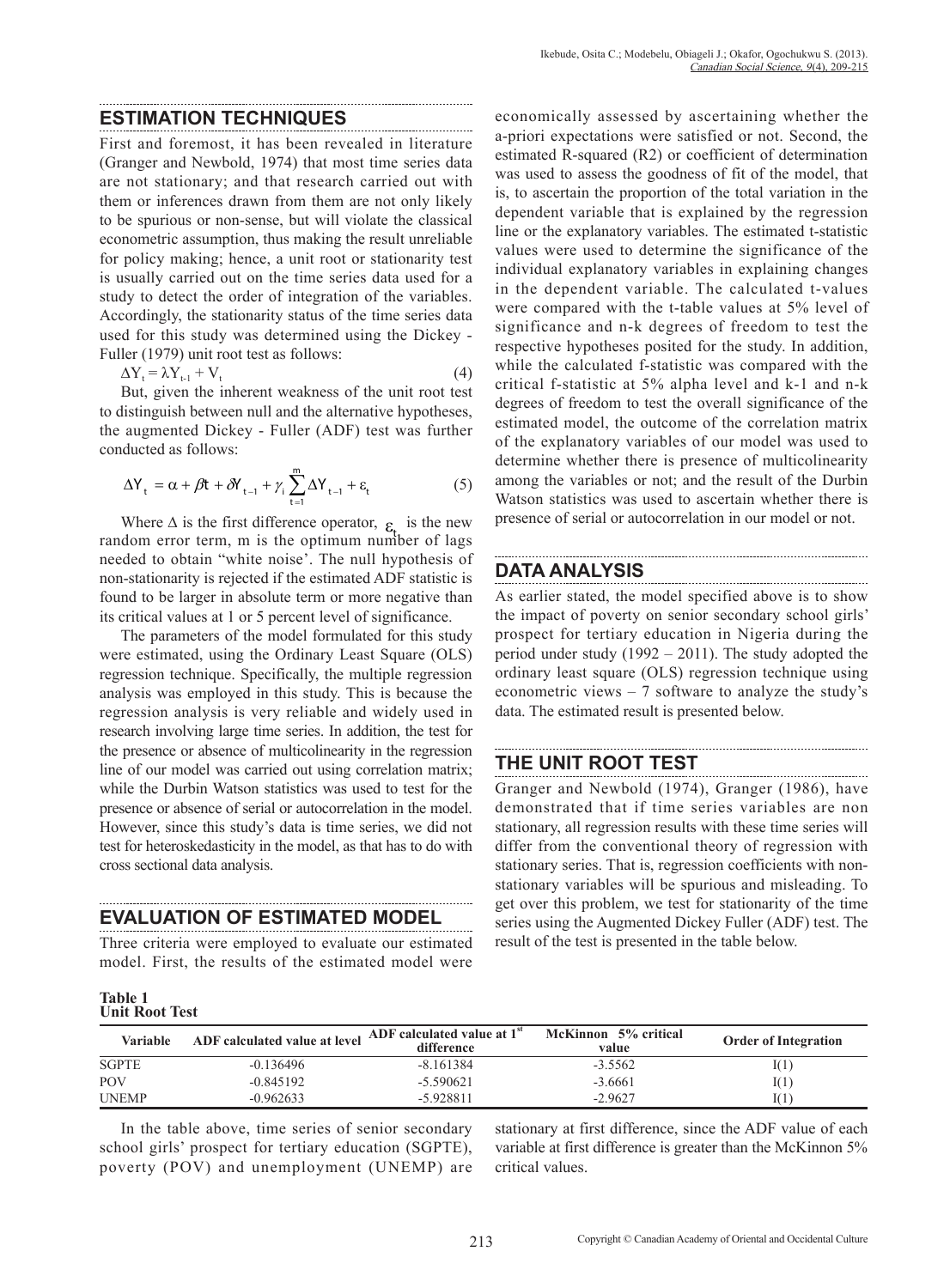## ESTIMATION TECHNIQUES

First and foremost, it has been revealed in literature (Granger and Newbold, 1974) that most time series data are not stationary; and that research carried out with them or inferences drawn from them are not only likely to be spurious or non-sense, but will violate the classical econometric assumption, thus making the result unreliable for policy making; hence, a unit root or stationarity test is usually carried out on the time series data used for a study to detect the order of integration of the variables. Accordingly, the stationarity status of the time series data used for this study was determined using the Dickey - Fuller (1979) unit root test as follows:

$$\Delta Y_t = \lambda Y_{t-1} + V_t \quad (4)$$

But, given the inherent weakness of the unit root test to distinguish between null and the alternative hypotheses, the augmented Dickey - Fuller (ADF) test was further conducted as follows:

$$\Delta Y_t = \alpha + \beta t + \delta Y_{t-1} + \gamma_i \sum_{t=1}^{m} \Delta Y_{t-1} + \varepsilon_t \quad (5)$$

Where $\Delta$ is the first difference operator, $\varepsilon_t$ is the new random error term, m is the optimum number of lags needed to obtain "white noise'. The null hypothesis of non-stationarity is rejected if the estimated ADF statistic is found to be larger in absolute term or more negative than its critical values at 1 or 5 percent level of significance.

The parameters of the model formulated for this study were estimated, using the Ordinary Least Square (OLS) regression technique. Specifically, the multiple regression analysis was employed in this study. This is because the regression analysis is very reliable and widely used in research involving large time series. In addition, the test for the presence or absence of multicolinearity in the regression line of our model was carried out using correlation matrix; while the Durbin Watson statistics was used to test for the presence or absence of serial or autocorrelation in the model. However, since this study's data is time series, we did not test for heteroskedasticity in the model, as that has to do with cross sectional data analysis.

## EVALUATION OF ESTIMATED MODEL

Three criteria were employed to evaluate our estimated model. First, the results of the estimated model were economically assessed by ascertaining whether the a-priori expectations were satisfied or not. Second, the estimated R-squared (R2) or coefficient of determination was used to assess the goodness of fit of the model, that is, to ascertain the proportion of the total variation in the dependent variable that is explained by the regression line or the explanatory variables. The estimated t-statistic values were used to determine the significance of the individual explanatory variables in explaining changes in the dependent variable. The calculated t-values were compared with the t-table values at 5% level of significance and n-k degrees of freedom to test the respective hypotheses posited for the study. In addition, while the calculated f-statistic was compared with the critical f-statistic at 5% alpha level and k-1 and n-k degrees of freedom to test the overall significance of the estimated model, the outcome of the correlation matrix of the explanatory variables of our model was used to determine whether there is presence of multicolinearity among the variables or not; and the result of the Durbin Watson statistics was used to ascertain whether there is presence of serial or autocorrelation in our model or not.

## DATA ANALYSIS

As earlier stated, the model specified above is to show the impact of poverty on senior secondary school girls' prospect for tertiary education in Nigeria during the period under study (1992 – 2011). The study adopted the ordinary least square (OLS) regression technique using econometric views – 7 software to analyze the study's data. The estimated result is presented below.

## THE UNIT ROOT TEST

Granger and Newbold (1974), Granger (1986), have demonstrated that if time series variables are non stationary, all regression results with these time series will differ from the conventional theory of regression with stationary series. That is, regression coefficients with non-stationary variables will be spurious and misleading. To get over this problem, we test for stationarity of the time series using the Augmented Dickey Fuller (ADF) test. The result of the test is presented in the table below.

**Table 1**
**Unit Root Test**

| Variable | ADF calculated value at level | ADF calculated value at 1st difference | McKinnon 5% critical value | Order of Integration |
|---|---|---|---|---|
| SGPTE | -0.136496 | -8.161384 | -3.5562 | I(1) |
| POV | -0.845192 | -5.590621 | -3.6661 | I(1) |
| UNEMP | -0.962633 | -5.928811 | -2.9627 | I(1) |

In the table above, time series of senior secondary school girls' prospect for tertiary education (SGPTE), poverty (POV) and unemployment (UNEMP) are stationary at first difference, since the ADF value of each variable at first difference is greater than the McKinnon 5% critical values.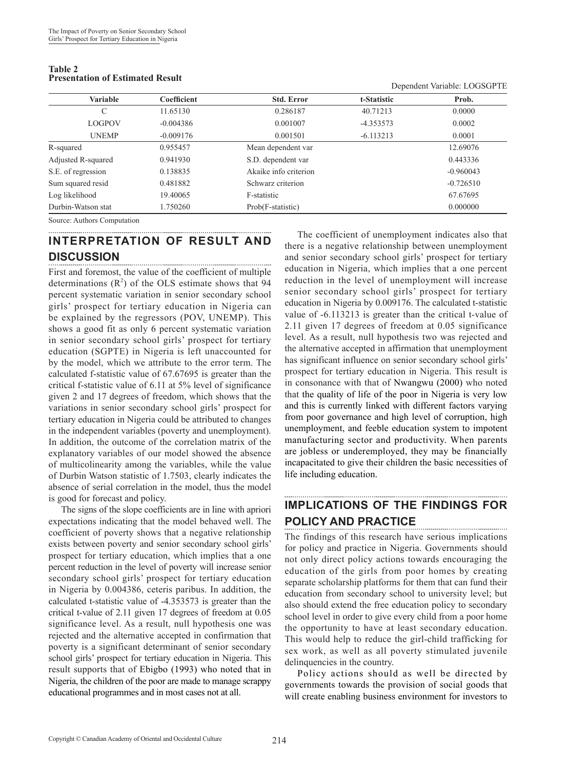**Table 2**
**Presentation of Estimated Result**

Dependent Variable: LOGSGPTE

| Variable | Coefficient | Std. Error | t-Statistic | Prob. |
|---|---|---|---|---|
| C | 11.65130 | 0.286187 | 40.71213 | 0.0000 |
| LOGPOV | -0.004386 | 0.001007 | -4.353573 | 0.0002 |
| UNEMP | -0.009176 | 0.001501 | -6.113213 | 0.0001 |
| R-squared | 0.955457 | Mean dependent var | | 12.69076 |
| Adjusted R-squared | 0.941930 | S.D. dependent var | | 0.443336 |
| S.E. of regression | 0.138835 | Akaike info criterion | | -0.960043 |
| Sum squared resid | 0.481882 | Schwarz criterion | | -0.726510 |
| Log likelihood | 19.40065 | F-statistic | | 67.67695 |
| Durbin-Watson stat | 1.750260 | Prob(F-statistic) | | 0.000000 |

Source: Authors Computation

## INTERPRETATION OF RESULT AND DISCUSSION

First and foremost, the value of the coefficient of multiple determinations ($R^2$) of the OLS estimate shows that 94 percent systematic variation in senior secondary school girls' prospect for tertiary education in Nigeria can be explained by the regressors (POV, UNEMP). This shows a good fit as only 6 percent systematic variation in senior secondary school girls' prospect for tertiary education (SGPTE) in Nigeria is left unaccounted for by the model, which we attribute to the error term. The calculated f-statistic value of 67.67695 is greater than the critical f-statistic value of 6.11 at 5% level of significance given 2 and 17 degrees of freedom, which shows that the variations in senior secondary school girls' prospect for tertiary education in Nigeria could be attributed to changes in the independent variables (poverty and unemployment). In addition, the outcome of the correlation matrix of the explanatory variables of our model showed the absence of multicolinearity among the variables, while the value of Durbin Watson statistic of 1.7503, clearly indicates the absence of serial correlation in the model, thus the model is good for forecast and policy.

The signs of the slope coefficients are in line with apriori expectations indicating that the model behaved well. The coefficient of poverty shows that a negative relationship exists between poverty and senior secondary school girls' prospect for tertiary education, which implies that a one percent reduction in the level of poverty will increase senior secondary school girls' prospect for tertiary education in Nigeria by 0.004386, ceteris paribus. In addition, the calculated t-statistic value of -4.353573 is greater than the critical t-value of 2.11 given 17 degrees of freedom at 0.05 significance level. As a result, null hypothesis one was rejected and the alternative accepted in confirmation that poverty is a significant determinant of senior secondary school girls' prospect for tertiary education in Nigeria. This result supports that of Ebigbo (1993) who noted that in Nigeria, the children of the poor are made to manage scrappy educational programmes and in most cases not at all.

The coefficient of unemployment indicates also that there is a negative relationship between unemployment and senior secondary school girls' prospect for tertiary education in Nigeria, which implies that a one percent reduction in the level of unemployment will increase senior secondary school girls' prospect for tertiary education in Nigeria by 0.009176. The calculated t-statistic value of -6.113213 is greater than the critical t-value of 2.11 given 17 degrees of freedom at 0.05 significance level. As a result, null hypothesis two was rejected and the alternative accepted in affirmation that unemployment has significant influence on senior secondary school girls' prospect for tertiary education in Nigeria. This result is in consonance with that of Nwangwu (2000) who noted that the quality of life of the poor in Nigeria is very low and this is currently linked with different factors varying from poor governance and high level of corruption, high unemployment, and feeble education system to impotent manufacturing sector and productivity. When parents are jobless or underemployed, they may be financially incapacitated to give their children the basic necessities of life including education.

## IMPLICATIONS OF THE FINDINGS FOR POLICY AND PRACTICE

The findings of this research have serious implications for policy and practice in Nigeria. Governments should not only direct policy actions towards encouraging the education of the girls from poor homes by creating separate scholarship platforms for them that can fund their education from secondary school to university level; but also should extend the free education policy to secondary school level in order to give every child from a poor home the opportunity to have at least secondary education. This would help to reduce the girl-child trafficking for sex work, as well as all poverty stimulated juvenile delinquencies in the country.

Policy actions should as well be directed by governments towards the provision of social goods that will create enabling business environment for investors to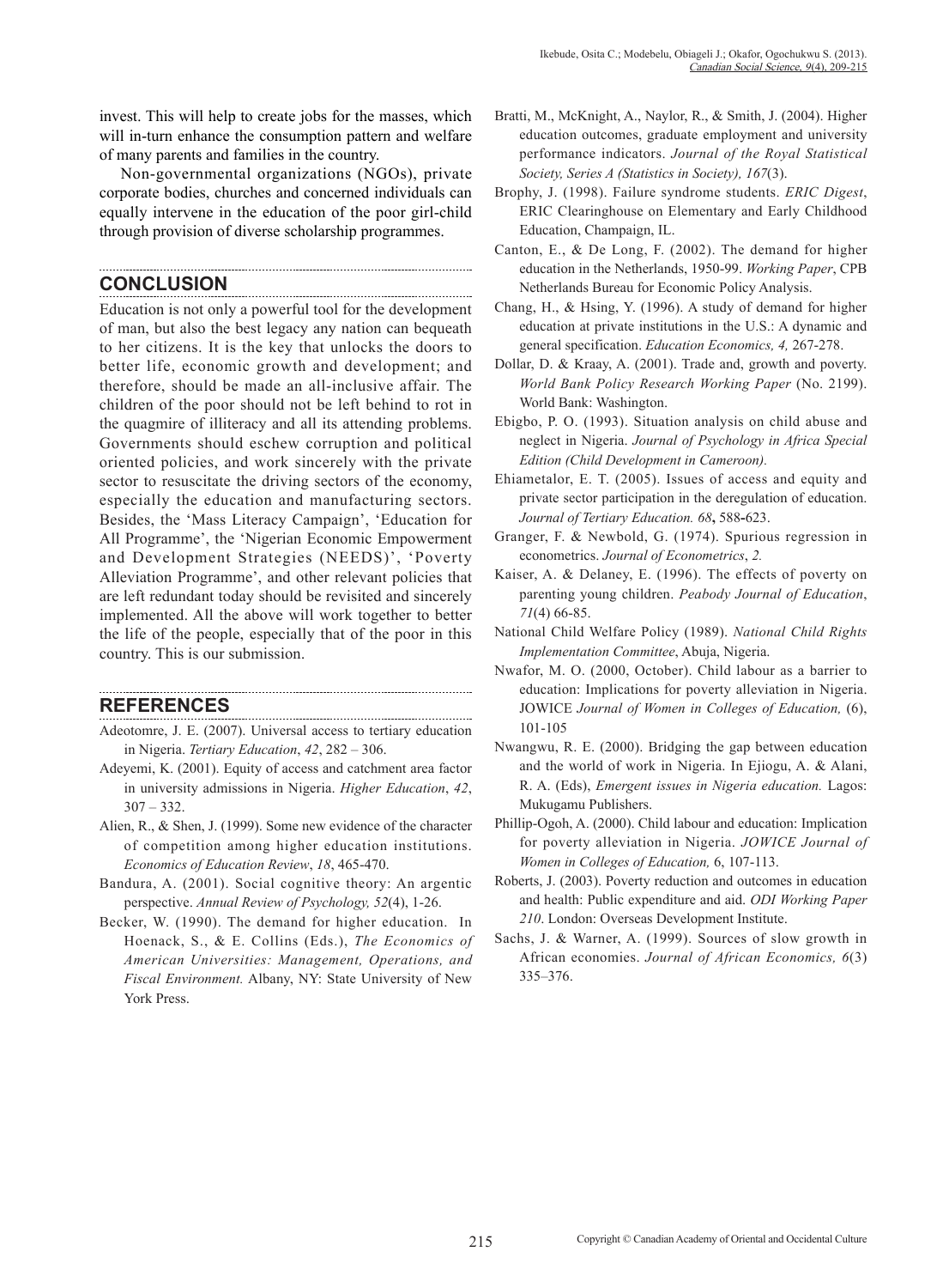invest. This will help to create jobs for the masses, which will in-turn enhance the consumption pattern and welfare of many parents and families in the country.

Non-governmental organizations (NGOs), private corporate bodies, churches and concerned individuals can equally intervene in the education of the poor girl-child through provision of diverse scholarship programmes.

## CONCLUSION

Education is not only a powerful tool for the development of man, but also the best legacy any nation can bequeath to her citizens. It is the key that unlocks the doors to better life, economic growth and development; and therefore, should be made an all-inclusive affair. The children of the poor should not be left behind to rot in the quagmire of illiteracy and all its attending problems. Governments should eschew corruption and political oriented policies, and work sincerely with the private sector to resuscitate the driving sectors of the economy, especially the education and manufacturing sectors. Besides, the 'Mass Literacy Campaign', 'Education for All Programme', the 'Nigerian Economic Empowerment and Development Strategies (NEEDS)', 'Poverty Alleviation Programme', and other relevant policies that are left redundant today should be revisited and sincerely implemented. All the above will work together to better the life of the people, especially that of the poor in this country. This is our submission.

## REFERENCES

Adeotomre, J. E. (2007). Universal access to tertiary education in Nigeria. *Tertiary Education*, *42*, 282 – 306.

Adeyemi, K. (2001). Equity of access and catchment area factor in university admissions in Nigeria. *Higher Education*, *42*, 307 – 332.

Alien, R., & Shen, J. (1999). Some new evidence of the character of competition among higher education institutions. *Economics of Education Review*, *18*, 465-470.

Bandura, A. (2001). Social cognitive theory: An argentic perspective. *Annual Review of Psychology, 52*(4), 1-26.

Becker, W. (1990). The demand for higher education. In Hoenack, S., & E. Collins (Eds.), *The Economics of American Universities: Management, Operations, and Fiscal Environment.* Albany, NY: State University of New York Press.

Bratti, M., McKnight, A., Naylor, R., & Smith, J. (2004). Higher education outcomes, graduate employment and university performance indicators. *Journal of the Royal Statistical Society, Series A (Statistics in Society), 167*(3).

Brophy, J. (1998). Failure syndrome students. *ERIC Digest*, ERIC Clearinghouse on Elementary and Early Childhood Education, Champaign, IL.

Canton, E., & De Long, F. (2002). The demand for higher education in the Netherlands, 1950-99. *Working Paper*, CPB Netherlands Bureau for Economic Policy Analysis.

Chang, H., & Hsing, Y. (1996). A study of demand for higher education at private institutions in the U.S.: A dynamic and general specification. *Education Economics, 4,* 267-278.

Dollar, D. & Kraay, A. (2001). Trade and, growth and poverty. *World Bank Policy Research Working Paper* (No. 2199). World Bank: Washington.

Ebigbo, P. O. (1993). Situation analysis on child abuse and neglect in Nigeria. *Journal of Psychology in Africa Special Edition (Child Development in Cameroon).*

Ehiametalor, E. T. (2005). Issues of access and equity and private sector participation in the deregulation of education. *Journal of Tertiary Education. 68***,** 588**-**623.

Granger, F. & Newbold, G. (1974). Spurious regression in econometrics. *Journal of Econometrics*, *2.*

Kaiser, A. & Delaney, E. (1996). The effects of poverty on parenting young children. *Peabody Journal of Education*, *71*(4) 66-85.

National Child Welfare Policy (1989). *National Child Rights Implementation Committee*, Abuja, Nigeria.

Nwafor, M. O. (2000, October). Child labour as a barrier to education: Implications for poverty alleviation in Nigeria. JOWICE *Journal of Women in Colleges of Education,* (6), 101-105

Nwangwu, R. E. (2000). Bridging the gap between education and the world of work in Nigeria. In Ejiogu, A. & Alani, R. A. (Eds), *Emergent issues in Nigeria education.* Lagos: Mukugamu Publishers.

Phillip-Ogoh, A. (2000). Child labour and education: Implication for poverty alleviation in Nigeria. *JOWICE Journal of Women in Colleges of Education,* 6, 107-113.

Roberts, J. (2003). Poverty reduction and outcomes in education and health: Public expenditure and aid. *ODI Working Paper 210*. London: Overseas Development Institute.

Sachs, J. & Warner, A. (1999). Sources of slow growth in African economies. *Journal of African Economics, 6*(3) 335–376.